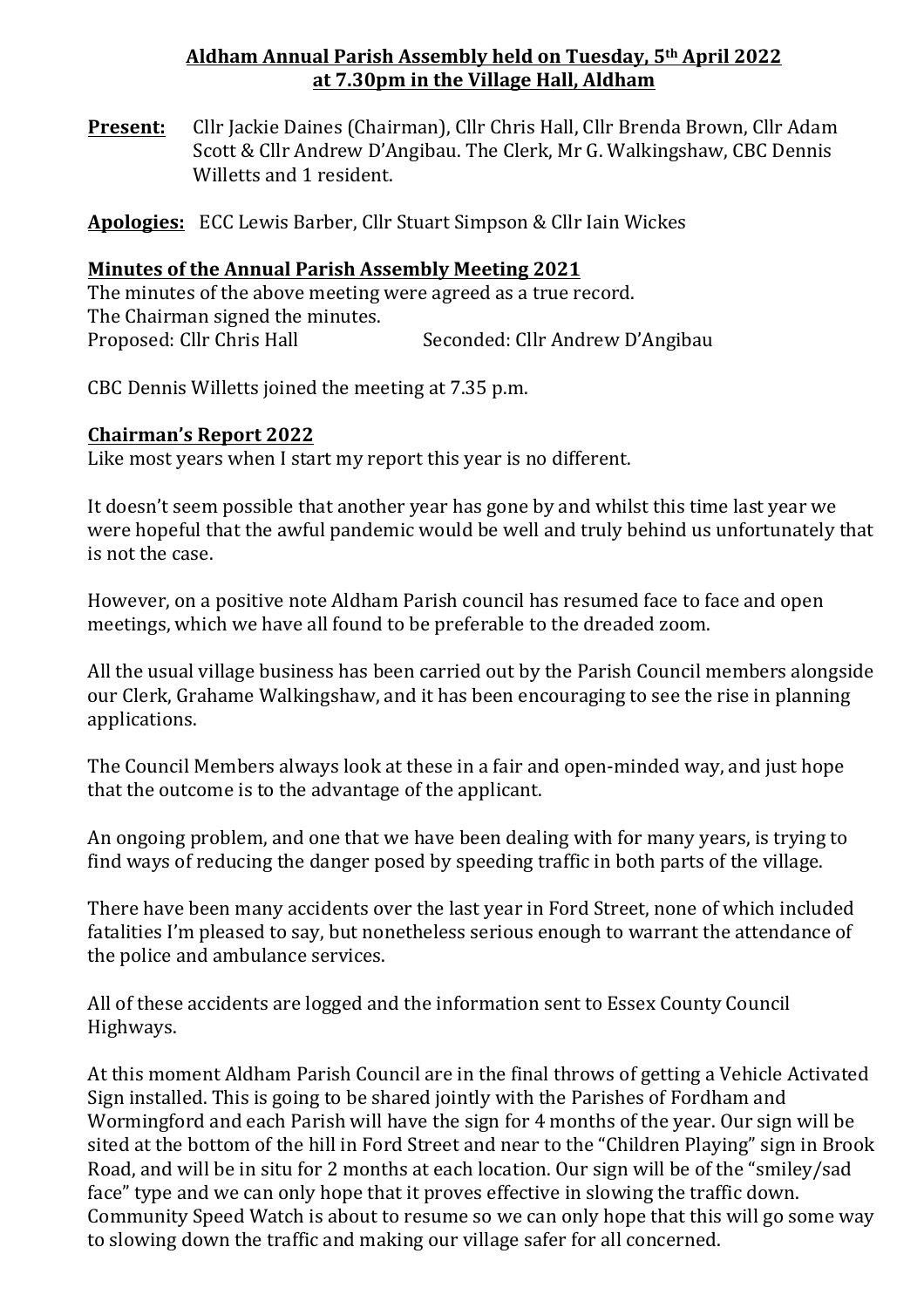**Aldham Annual Parish Assembly held on Tuesday, 5th April 2022 at 7.30pm in the Village Hall, Aldham**

**Present:** Cllr Jackie Daines (Chairman), Cllr Chris Hall, Cllr Brenda Brown, Cllr Adam Scott & Cllr Andrew D'Angibau. The Clerk, Mr G. Walkingshaw, CBC Dennis Willetts and 1 resident.

**Apologies:** ECC Lewis Barber, Cllr Stuart Simpson & Cllr Iain Wickes

**Minutes of the Annual Parish Assembly Meeting 2021**

The minutes of the above meeting were agreed as a true record.
The Chairman signed the minutes.
Proposed: Cllr Chris Hall Seconded: Cllr Andrew D'Angibau

CBC Dennis Willetts joined the meeting at 7.35 p.m.

**Chairman's Report 2022**

Like most years when I start my report this year is no different.

It doesn't seem possible that another year has gone by and whilst this time last year we were hopeful that the awful pandemic would be well and truly behind us unfortunately that is not the case.

However, on a positive note Aldham Parish council has resumed face to face and open meetings, which we have all found to be preferable to the dreaded zoom.

All the usual village business has been carried out by the Parish Council members alongside our Clerk, Grahame Walkingshaw, and it has been encouraging to see the rise in planning applications.

The Council Members always look at these in a fair and open-minded way, and just hope that the outcome is to the advantage of the applicant.

An ongoing problem, and one that we have been dealing with for many years, is trying to find ways of reducing the danger posed by speeding traffic in both parts of the village.

There have been many accidents over the last year in Ford Street, none of which included fatalities I'm pleased to say, but nonetheless serious enough to warrant the attendance of the police and ambulance services.

All of these accidents are logged and the information sent to Essex County Council Highways.

At this moment Aldham Parish Council are in the final throws of getting a Vehicle Activated Sign installed. This is going to be shared jointly with the Parishes of Fordham and Wormingford and each Parish will have the sign for 4 months of the year. Our sign will be sited at the bottom of the hill in Ford Street and near to the "Children Playing" sign in Brook Road, and will be in situ for 2 months at each location. Our sign will be of the "smiley/sad face" type and we can only hope that it proves effective in slowing the traffic down. Community Speed Watch is about to resume so we can only hope that this will go some way to slowing down the traffic and making our village safer for all concerned.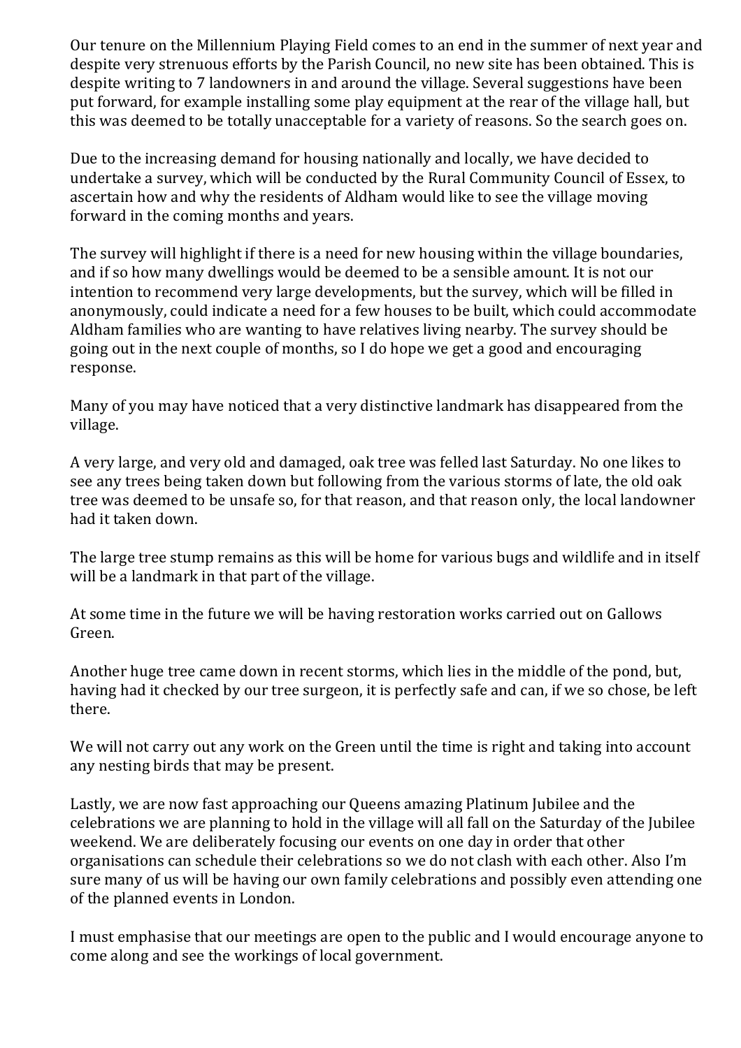Our tenure on the Millennium Playing Field comes to an end in the summer of next year and despite very strenuous efforts by the Parish Council, no new site has been obtained. This is despite writing to 7 landowners in and around the village. Several suggestions have been put forward, for example installing some play equipment at the rear of the village hall, but this was deemed to be totally unacceptable for a variety of reasons. So the search goes on.

Due to the increasing demand for housing nationally and locally, we have decided to undertake a survey, which will be conducted by the Rural Community Council of Essex, to ascertain how and why the residents of Aldham would like to see the village moving forward in the coming months and years.

The survey will highlight if there is a need for new housing within the village boundaries, and if so how many dwellings would be deemed to be a sensible amount. It is not our intention to recommend very large developments, but the survey, which will be filled in anonymously, could indicate a need for a few houses to be built, which could accommodate Aldham families who are wanting to have relatives living nearby. The survey should be going out in the next couple of months, so I do hope we get a good and encouraging response.

Many of you may have noticed that a very distinctive landmark has disappeared from the village.

A very large, and very old and damaged, oak tree was felled last Saturday. No one likes to see any trees being taken down but following from the various storms of late, the old oak tree was deemed to be unsafe so, for that reason, and that reason only, the local landowner had it taken down.

The large tree stump remains as this will be home for various bugs and wildlife and in itself will be a landmark in that part of the village.

At some time in the future we will be having restoration works carried out on Gallows Green.

Another huge tree came down in recent storms, which lies in the middle of the pond, but, having had it checked by our tree surgeon, it is perfectly safe and can, if we so chose, be left there.

We will not carry out any work on the Green until the time is right and taking into account any nesting birds that may be present.

Lastly, we are now fast approaching our Queens amazing Platinum Jubilee and the celebrations we are planning to hold in the village will all fall on the Saturday of the Jubilee weekend. We are deliberately focusing our events on one day in order that other organisations can schedule their celebrations so we do not clash with each other. Also I'm sure many of us will be having our own family celebrations and possibly even attending one of the planned events in London.

I must emphasise that our meetings are open to the public and I would encourage anyone to come along and see the workings of local government.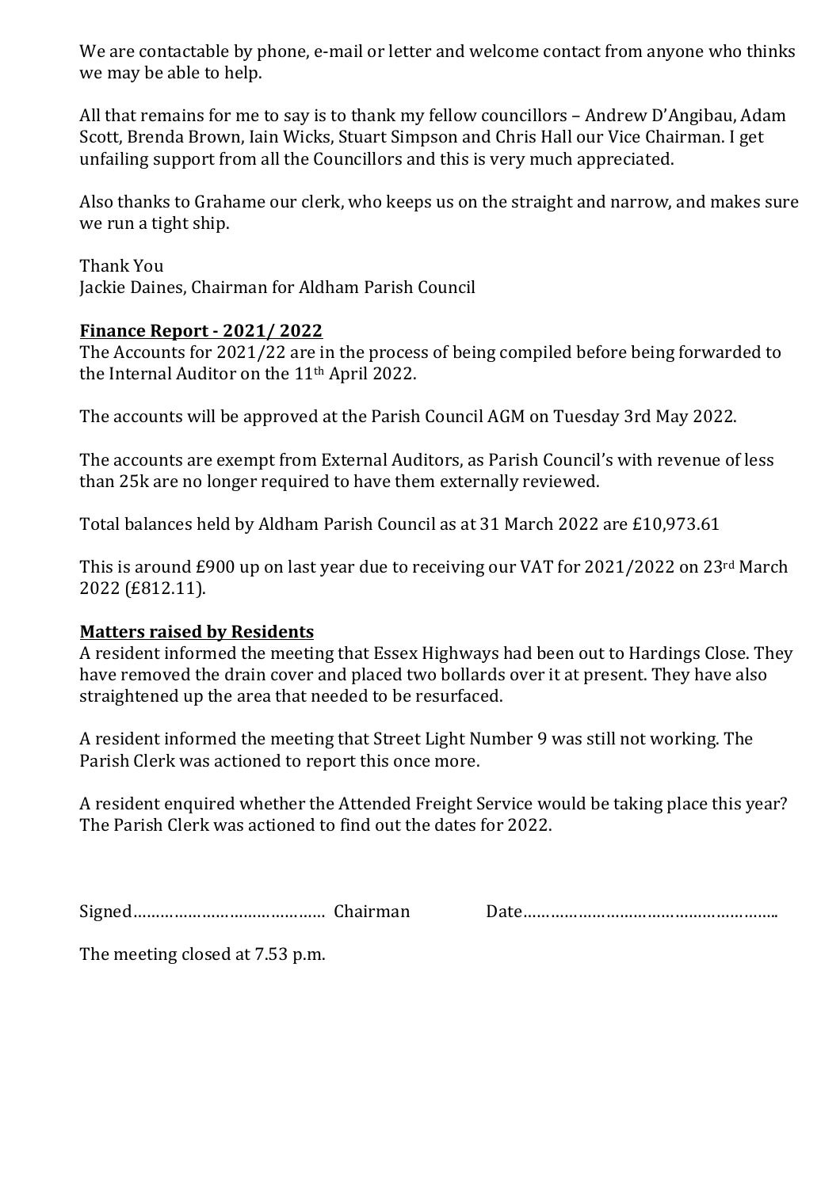We are contactable by phone, e-mail or letter and welcome contact from anyone who thinks we may be able to help.

All that remains for me to say is to thank my fellow councillors – Andrew D'Angibau, Adam Scott, Brenda Brown, Iain Wicks, Stuart Simpson and Chris Hall our Vice Chairman. I get unfailing support from all the Councillors and this is very much appreciated.

Also thanks to Grahame our clerk, who keeps us on the straight and narrow, and makes sure we run a tight ship.

Thank You
Jackie Daines, Chairman for Aldham Parish Council

**Finance Report - 2021/ 2022**

The Accounts for 2021/22 are in the process of being compiled before being forwarded to the Internal Auditor on the 11th April 2022.

The accounts will be approved at the Parish Council AGM on Tuesday 3rd May 2022.

The accounts are exempt from External Auditors, as Parish Council's with revenue of less than 25k are no longer required to have them externally reviewed.

Total balances held by Aldham Parish Council as at 31 March 2022 are £10,973.61

This is around £900 up on last year due to receiving our VAT for 2021/2022 on 23rd March 2022 (£812.11).

**Matters raised by Residents**

A resident informed the meeting that Essex Highways had been out to Hardings Close. They have removed the drain cover and placed two bollards over it at present. They have also straightened up the area that needed to be resurfaced.

A resident informed the meeting that Street Light Number 9 was still not working. The Parish Clerk was actioned to report this once more.

A resident enquired whether the Attended Freight Service would be taking place this year? The Parish Clerk was actioned to find out the dates for 2022.

Signed…………………………………… Chairman Date………………………………………………..

The meeting closed at 7.53 p.m.